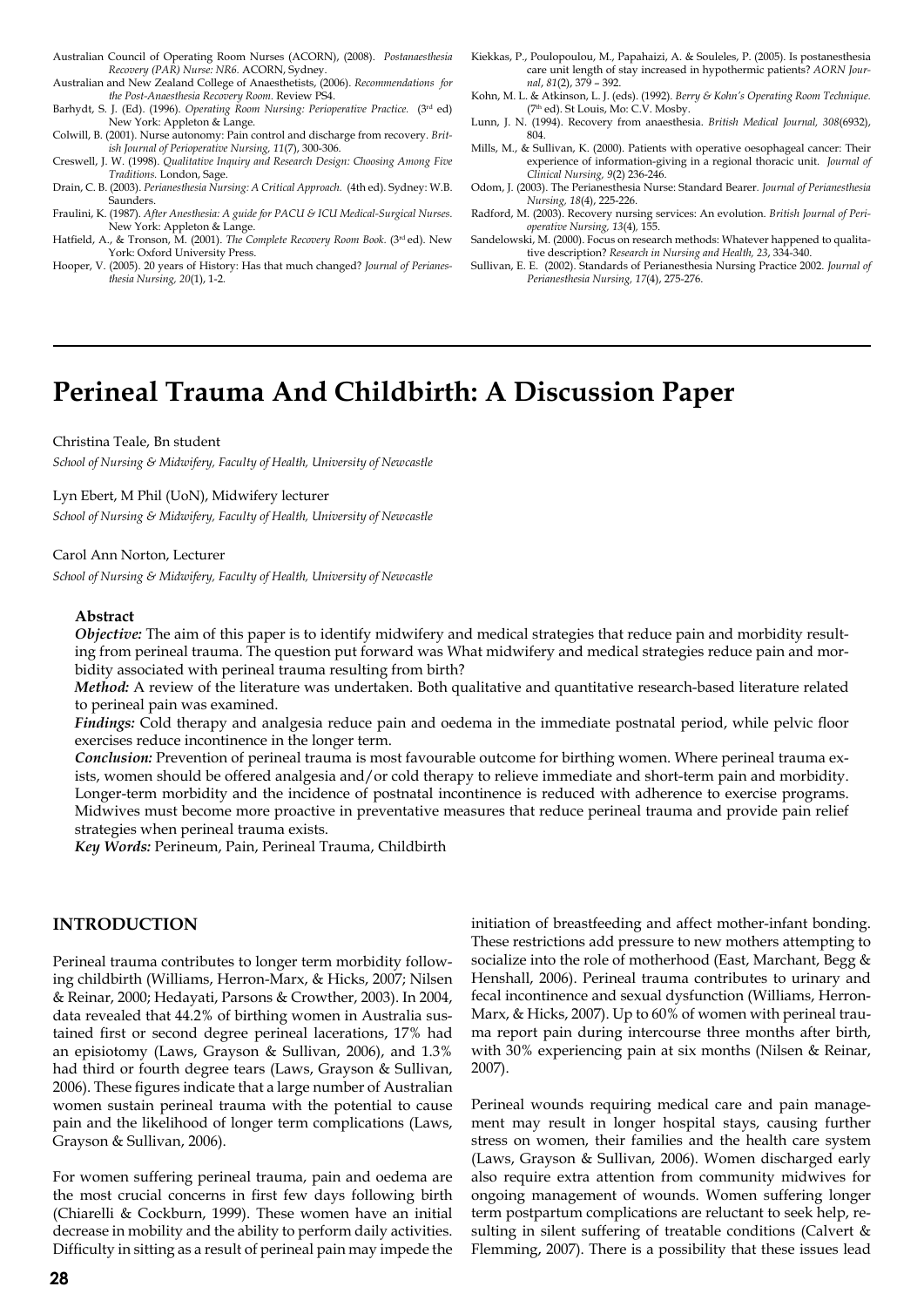Australian Council of Operating Room Nurses (ACORN), (2008). *Postanaesthesia Recovery (PAR) Nurse: NR6.* ACORN, Sydney.

Australian and New Zealand College of Anaesthetists, (2006). *Recommendations for the Post-Anaesthesia Recovery Room.* Review PS4.

Barhydt, S. J. (Ed). (1996). *Operating Room Nursing: Perioperative Practice.* (3rd ed) New York: Appleton & Lange.

Colwill, B. (2001). Nurse autonomy: Pain control and discharge from recovery. *British Journal of Perioperative Nursing, 11*(7), 300-306.

Creswell, J. W. (1998). *Qualitative Inquiry and Research Design: Choosing Among Five Traditions.* London, Sage.

Drain, C. B. (2003). *Perianesthesia Nursing: A Critical Approach.* (4th ed). Sydney: W.B. Saunders.

Fraulini, K. (1987). *After Anesthesia: A guide for PACU & ICU Medical-Surgical Nurses.* New York: Appleton & Lange.

Hatfield, A., & Tronson, M. (2001). *The Complete Recovery Room Book.* (3rd ed). New York: Oxford University Press.

Hooper, V. (2005). 20 years of History: Has that much changed? *Journal of Perianesthesia Nursing, 20*(1), 1-2.

Kiekkas, P., Poulopoulou, M., Papahaizi, A. & Souleles, P. (2005). Is postanesthesia care unit length of stay increased in hypothermic patients? *AORN Journal, 81*(2), 379 – 392.

Kohn, M. L. & Atkinson, L. J. (eds). (1992). *Berry & Kohn's Operating Room Technique.* (7th ed). St Louis, Mo: C.V. Mosby.

Lunn, J. N. (1994). Recovery from anaesthesia. *British Medical Journal, 308*(6932), 804.

Mills, M., & Sullivan, K. (2000). Patients with operative oesophageal cancer: Their experience of information-giving in a regional thoracic unit. *Journal of Clinical Nursing, 9*(2) 236-246.

Odom, J. (2003). The Perianesthesia Nurse: Standard Bearer. *Journal of Perianesthesia Nursing, 18*(4), 225-226.

Radford, M. (2003). Recovery nursing services: An evolution. *British Journal of Perioperative Nursing, 13*(4), 155.

Sandelowski, M. (2000). Focus on research methods: Whatever happened to qualitative description? *Research in Nursing and Health, 23*, 334-340.

Sullivan, E. E. (2002). Standards of Perianesthesia Nursing Practice 2002. *Journal of Perianesthesia Nursing, 17*(4), 275-276.

---

# Perineal Trauma And Childbirth: A Discussion Paper

Christina Teale, Bn student

*School of Nursing & Midwifery, Faculty of Health, University of Newcastle*

Lyn Ebert, M Phil (UoN), Midwifery lecturer

*School of Nursing & Midwifery, Faculty of Health, University of Newcastle*

Carol Ann Norton, Lecturer

*School of Nursing & Midwifery, Faculty of Health, University of Newcastle*

### Abstract

***Objective:*** The aim of this paper is to identify midwifery and medical strategies that reduce pain and morbidity resulting from perineal trauma. The question put forward was What midwifery and medical strategies reduce pain and morbidity associated with perineal trauma resulting from birth?

***Method:*** A review of the literature was undertaken. Both qualitative and quantitative research-based literature related to perineal pain was examined.

***Findings:*** Cold therapy and analgesia reduce pain and oedema in the immediate postnatal period, while pelvic floor exercises reduce incontinence in the longer term.

***Conclusion:*** Prevention of perineal trauma is most favourable outcome for birthing women. Where perineal trauma exists, women should be offered analgesia and/or cold therapy to relieve immediate and short-term pain and morbidity. Longer-term morbidity and the incidence of postnatal incontinence is reduced with adherence to exercise programs. Midwives must become more proactive in preventative measures that reduce perineal trauma and provide pain relief strategies when perineal trauma exists.

***Key Words:*** Perineum, Pain, Perineal Trauma, Childbirth

## INTRODUCTION

Perineal trauma contributes to longer term morbidity following childbirth (Williams, Herron-Marx, & Hicks, 2007; Nilsen & Reinar, 2000; Hedayati, Parsons & Crowther, 2003). In 2004, data revealed that 44.2% of birthing women in Australia sustained first or second degree perineal lacerations, 17% had an episiotomy (Laws, Grayson & Sullivan, 2006), and 1.3% had third or fourth degree tears (Laws, Grayson & Sullivan, 2006). These figures indicate that a large number of Australian women sustain perineal trauma with the potential to cause pain and the likelihood of longer term complications (Laws, Grayson & Sullivan, 2006).

For women suffering perineal trauma, pain and oedema are the most crucial concerns in first few days following birth (Chiarelli & Cockburn, 1999). These women have an initial decrease in mobility and the ability to perform daily activities. Difficulty in sitting as a result of perineal pain may impede the initiation of breastfeeding and affect mother-infant bonding. These restrictions add pressure to new mothers attempting to socialize into the role of motherhood (East, Marchant, Begg & Henshall, 2006). Perineal trauma contributes to urinary and fecal incontinence and sexual dysfunction (Williams, Herron-Marx, & Hicks, 2007). Up to 60% of women with perineal trauma report pain during intercourse three months after birth, with 30% experiencing pain at six months (Nilsen & Reinar, 2007).

Perineal wounds requiring medical care and pain management may result in longer hospital stays, causing further stress on women, their families and the health care system (Laws, Grayson & Sullivan, 2006). Women discharged early also require extra attention from community midwives for ongoing management of wounds. Women suffering longer term postpartum complications are reluctant to seek help, resulting in silent suffering of treatable conditions (Calvert & Flemming, 2007). There is a possibility that these issues lead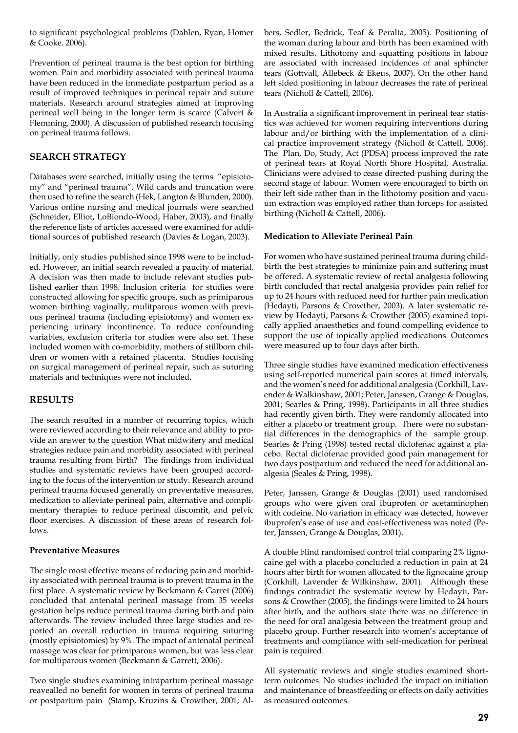to significant psychological problems (Dahlen, Ryan, Homer & Cooke. 2006).

Prevention of perineal trauma is the best option for birthing women. Pain and morbidity associated with perineal trauma have been reduced in the immediate postpartum period as a result of improved techniques in perineal repair and suture materials. Research around strategies aimed at improving perineal well being in the longer term is scarce (Calvert & Flemming, 2000). A discussion of published research focusing on perineal trauma follows.

## SEARCH STRATEGY

Databases were searched, initially using the terms "episiotomy" and "perineal trauma". Wild cards and truncation were then used to refine the search (Hek, Langton & Blunden, 2000). Various online nursing and medical journals were searched (Schneider, Elliot, LoBiondo-Wood, Haber, 2003), and finally the reference lists of articles accessed were examined for additional sources of published research (Davies & Logan, 2003).

Initially, only studies published since 1998 were to be included. However, an initial search revealed a paucity of material. A decision was then made to include relevant studies published earlier than 1998. Inclusion criteria for studies were constructed allowing for specific groups, such as primiparous women birthing vaginally, mulitparous women with previous perineal trauma (including episiotomy) and women experiencing urinary incontinence. To reduce confounding variables, exclusion criteria for studies were also set. These included women with co-morbidity, mothers of stillborn children or women with a retained placenta. Studies focusing on surgical management of perineal repair, such as suturing materials and techniques were not included.

## RESULTS

The search resulted in a number of recurring topics, which were reviewed according to their relevance and ability to provide an answer to the question What midwifery and medical strategies reduce pain and morbidity associated with perineal trauma resulting from birth? The findings from individual studies and systematic reviews have been grouped according to the focus of the intervention or study. Research around perineal trauma focused generally on preventative measures, medication to alleviate perineal pain, alternative and complimentary therapies to reduce perineal discomfit, and pelvic floor exercises. A discussion of these areas of research follows.

### Preventative Measures

The single most effective means of reducing pain and morbidity associated with perineal trauma is to prevent trauma in the first place. A systematic review by Beckmann & Garret (2006) concluded that antenatal perineal massage from 35 weeks gestation helps reduce perineal trauma during birth and pain afterwards. The review included three large studies and reported an overall reduction in trauma requiring suturing (mostly episiotomies) by 9%. The impact of antenatal perineal massage was clear for primiparous women, but was less clear for multiparous women (Beckmann & Garrett, 2006).

Two single studies examining intrapartum perineal massage reavealled no benefit for women in terms of perineal trauma or postpartum pain (Stamp, Kruzins & Crowther, 2001; Albers, Sedler, Bedrick, Teaf & Peralta, 2005). Positioning of the woman during labour and birth has been examined with mixed results. Lithotomy and squatting positions in labour are associated with increased incidences of anal sphincter tears (Gottvall, Allebeck & Ekeus, 2007). On the other hand left sided positioning in labour decreases the rate of perineal tears (Nicholl & Cattell, 2006).

In Australia a significant improvement in perineal tear statistics was achieved for women requiring interventions during labour and/or birthing with the implementation of a clinical practice improvement strategy (Nicholl & Cattell, 2006). The Plan, Do, Study, Act (PDSA) process improved the rate of perineal tears at Royal North Shore Hospital, Australia. Clinicians were advised to cease directed pushing during the second stage of labour. Women were encouraged to birth on their left side rather than in the lithotomy position and vacuum extraction was employed rather than forceps for assisted birthing (Nicholl & Cattell, 2006).

### Medication to Alleviate Perineal Pain

For women who have sustained perineal trauma during childbirth the best strategies to minimize pain and suffering must be offered. A systematic review of rectal analgesia following birth concluded that rectal analgesia provides pain relief for up to 24 hours with reduced need for further pain medication (Hedayti, Parsons & Crowther, 2003). A later systematic review by Hedayti, Parsons & Crowther (2005) examined topically applied anaesthetics and found compelling evidence to support the use of topically applied medications. Outcomes were measured up to four days after birth.

Three single studies have examined medication effectiveness using self-reported numerical pain scores at timed intervals, and the women's need for additional analgesia (Corkhill, Lavender & Walkinshaw, 2001; Peter, Janssen, Grange & Douglas, 2001; Searles & Pring, 1998). Participants in all three studies had recently given birth. They were randomly allocated into either a placebo or treatment group. There were no substantial differences in the demographics of the sample group. Searles & Pring (1998) tested rectal diclofenac against a placebo. Rectal diclofenac provided good pain management for two days postpartum and reduced the need for additional analgesia (Seales & Pring, 1998).

Peter, Janssen, Grange & Douglas (2001) used randomised groups who were given oral ibuprofen or acetaminophen with codeine. No variation in efficacy was detected, however ibuprofen's ease of use and cost-effectiveness was noted (Peter, Janssen, Grange & Douglas, 2001).

A double blind randomised control trial comparing 2% lignocaine gel with a placebo concluded a reduction in pain at 24 hours after birth for women allocated to the lignocaine group (Corkhill, Lavender & Wilkinshaw, 2001). Although these findings contradict the systematic review by Hedayti, Parsons & Crowther (2005), the findings were limited to 24 hours after birth, and the authors state there was no difference in the need for oral analgesia between the treatment group and placebo group. Further research into women's acceptance of treatments and compliance with self-medication for perineal pain is required.

All systematic reviews and single studies examined short-term outcomes. No studies included the impact on initiation and maintenance of breastfeeding or effects on daily activities as measured outcomes.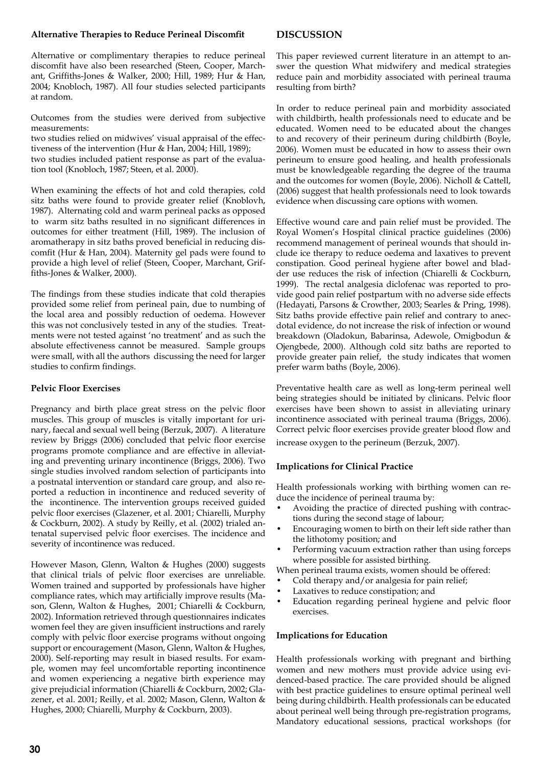### Alternative Therapies to Reduce Perineal Discomfit

Alternative or complimentary therapies to reduce perineal discomfit have also been researched (Steen, Cooper, Marchant, Griffiths-Jones & Walker, 2000; Hill, 1989; Hur & Han, 2004; Knobloch, 1987). All four studies selected participants at random.

Outcomes from the studies were derived from subjective measurements:
two studies relied on midwives' visual appraisal of the effectiveness of the intervention (Hur & Han, 2004; Hill, 1989);
two studies included patient response as part of the evaluation tool (Knobloch, 1987; Steen, et al. 2000).

When examining the effects of hot and cold therapies, cold sitz baths were found to provide greater relief (Knoblovh, 1987). Alternating cold and warm perineal packs as opposed to warm sitz baths resulted in no significant differences in outcomes for either treatment (Hill, 1989). The inclusion of aromatherapy in sitz baths proved beneficial in reducing discomfit (Hur & Han, 2004). Maternity gel pads were found to provide a high level of relief (Steen, Cooper, Marchant, Griffiths-Jones & Walker, 2000).

The findings from these studies indicate that cold therapies provided some relief from perineal pain, due to numbing of the local area and possibly reduction of oedema. However this was not conclusively tested in any of the studies. Treatments were not tested against 'no treatment' and as such the absolute effectiveness cannot be measured. Sample groups were small, with all the authors discussing the need for larger studies to confirm findings.

### Pelvic Floor Exercises

Pregnancy and birth place great stress on the pelvic floor muscles. This group of muscles is vitally important for urinary, faecal and sexual well being (Berzuk, 2007). A literature review by Briggs (2006) concluded that pelvic floor exercise programs promote compliance and are effective in alleviating and preventing urinary incontinence (Briggs, 2006). Two single studies involved random selection of participants into a postnatal intervention or standard care group, and also reported a reduction in incontinence and reduced severity of the incontinence. The intervention groups received guided pelvic floor exercises (Glazener, et al. 2001; Chiarelli, Murphy & Cockburn, 2002). A study by Reilly, et al. (2002) trialed antenatal supervised pelvic floor exercises. The incidence and severity of incontinence was reduced.

However Mason, Glenn, Walton & Hughes (2000) suggests that clinical trials of pelvic floor exercises are unreliable. Women trained and supported by professionals have higher compliance rates, which may artificially improve results (Mason, Glenn, Walton & Hughes, 2001; Chiarelli & Cockburn, 2002). Information retrieved through questionnaires indicates women feel they are given insufficient instructions and rarely comply with pelvic floor exercise programs without ongoing support or encouragement (Mason, Glenn, Walton & Hughes, 2000). Self-reporting may result in biased results. For example, women may feel uncomfortable reporting incontinence and women experiencing a negative birth experience may give prejudicial information (Chiarelli & Cockburn, 2002; Glazener, et al. 2001; Reilly, et al. 2002; Mason, Glenn, Walton & Hughes, 2000; Chiarelli, Murphy & Cockburn, 2003).

## DISCUSSION

This paper reviewed current literature in an attempt to answer the question What midwifery and medical strategies reduce pain and morbidity associated with perineal trauma resulting from birth?

In order to reduce perineal pain and morbidity associated with childbirth, health professionals need to educate and be educated. Women need to be educated about the changes to and recovery of their perineum during childbirth (Boyle, 2006). Women must be educated in how to assess their own perineum to ensure good healing, and health professionals must be knowledgeable regarding the degree of the trauma and the outcomes for women (Boyle, 2006). Nicholl & Cattell, (2006) suggest that health professionals need to look towards evidence when discussing care options with women.

Effective wound care and pain relief must be provided. The Royal Women's Hospital clinical practice guidelines (2006) recommend management of perineal wounds that should include ice therapy to reduce oedema and laxatives to prevent constipation. Good perineal hygiene after bowel and bladder use reduces the risk of infection (Chiarelli & Cockburn, 1999). The rectal analgesia diclofenac was reported to provide good pain relief postpartum with no adverse side effects (Hedayati, Parsons & Crowther, 2003; Searles & Pring, 1998). Sitz baths provide effective pain relief and contrary to anecdotal evidence, do not increase the risk of infection or wound breakdown (Oladokun, Babarinsa, Adewole, Omigbodun & Ojengbede, 2000). Although cold sitz baths are reported to provide greater pain relief, the study indicates that women prefer warm baths (Boyle, 2006).

Preventative health care as well as long-term perineal well being strategies should be initiated by clinicans. Pelvic floor exercises have been shown to assist in alleviating urinary incontinence associated with perineal trauma (Briggs, 2006). Correct pelvic floor exercises provide greater blood flow and increase oxygen to the perineum (Berzuk, 2007).

### Implications for Clinical Practice

Health professionals working with birthing women can reduce the incidence of perineal trauma by:

- Avoiding the practice of directed pushing with contractions during the second stage of labour;
- Encouraging women to birth on their left side rather than the lithotomy position; and
- Performing vacuum extraction rather than using forceps where possible for assisted birthing.

When perineal trauma exists, women should be offered:

- Cold therapy and/or analgesia for pain relief;
- Laxatives to reduce constipation; and
- Education regarding perineal hygiene and pelvic floor exercises.

### Implications for Education

Health professionals working with pregnant and birthing women and new mothers must provide advice using evidenced-based practice. The care provided should be aligned with best practice guidelines to ensure optimal perineal well being during childbirth. Health professionals can be educated about perineal well being through pre-registration programs, Mandatory educational sessions, practical workshops (for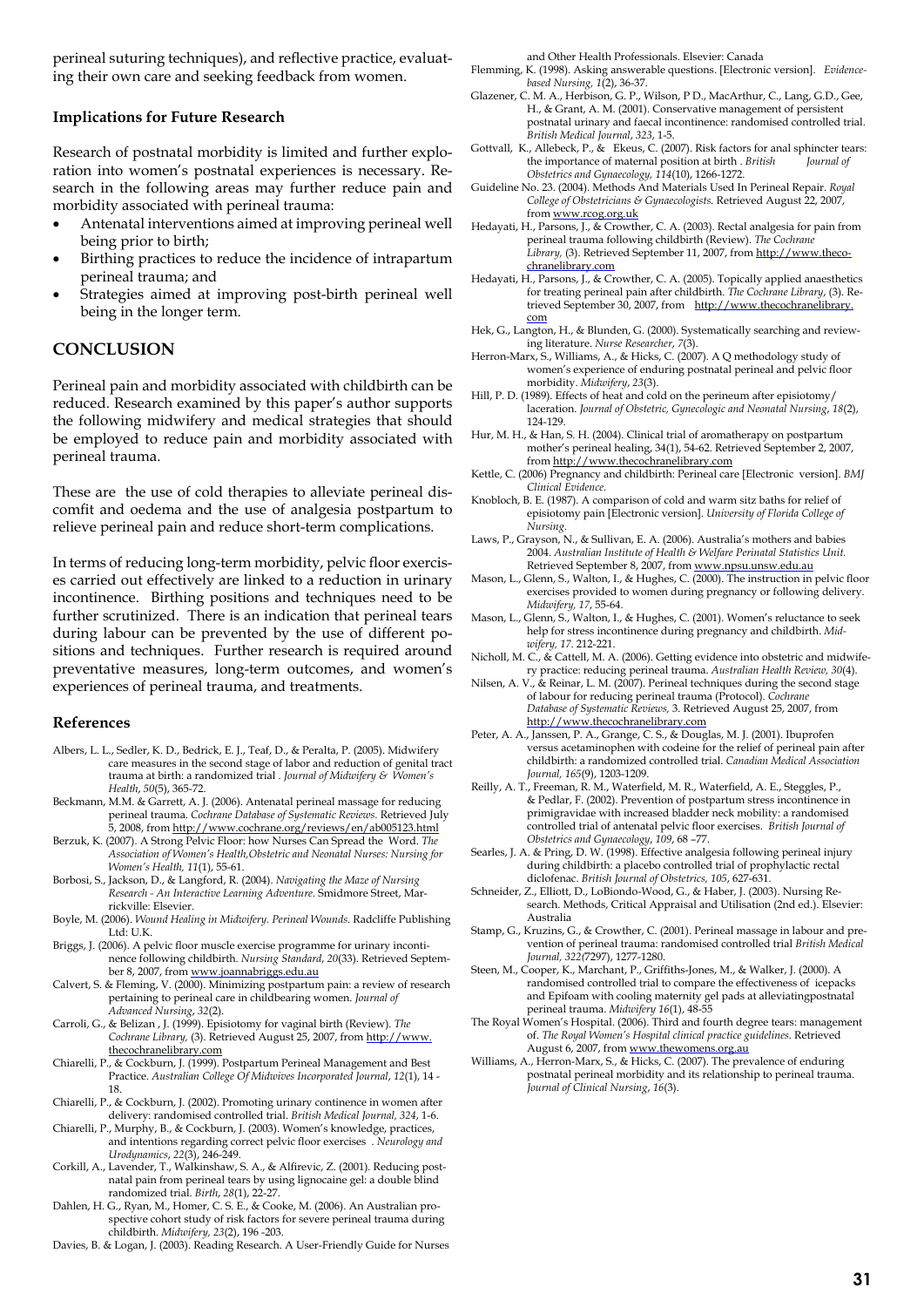perineal suturing techniques), and reflective practice, evaluating their own care and seeking feedback from women.

### Implications for Future Research

Research of postnatal morbidity is limited and further exploration into women's postnatal experiences is necessary. Research in the following areas may further reduce pain and morbidity associated with perineal trauma:

- Antenatal interventions aimed at improving perineal well being prior to birth;
- Birthing practices to reduce the incidence of intrapartum perineal trauma; and
- Strategies aimed at improving post-birth perineal well being in the longer term.

## CONCLUSION

Perineal pain and morbidity associated with childbirth can be reduced. Research examined by this paper's author supports the following midwifery and medical strategies that should be employed to reduce pain and morbidity associated with perineal trauma.

These are the use of cold therapies to alleviate perineal discomfit and oedema and the use of analgesia postpartum to relieve perineal pain and reduce short-term complications.

In terms of reducing long-term morbidity, pelvic floor exercises carried out effectively are linked to a reduction in urinary incontinence. Birthing positions and techniques need to be further scrutinized. There is an indication that perineal tears during labour can be prevented by the use of different positions and techniques. Further research is required around preventative measures, long-term outcomes, and women's experiences of perineal trauma, and treatments.

### References

Albers, L. L., Sedler, K. D., Bedrick, E. J., Teaf, D., & Peralta, P. (2005). Midwifery care measures in the second stage of labor and reduction of genital tract trauma at birth: a randomized trial . *Journal of Midwifery & Women's Health*, *50*(5), 365-72.

Beckmann, M.M. & Garrett, A. J. (2006). Antenatal perineal massage for reducing perineal trauma. *Cochrane Database of Systematic Reviews*. Retrieved July 5, 2008, from http://www.cochrane.org/reviews/en/ab005123.html

Berzuk, K. (2007). A Strong Pelvic Floor: how Nurses Can Spread the Word. *The Association of Women's Health,Obstetric and Neonatal Nurses: Nursing for Women's Health, 11*(1), 55-61.

Borbosi, S., Jackson, D., & Langford, R. (2004). *Navigating the Maze of Nursing Research - An Interactive Learning Adventure*. Smidmore Street, Marrickville: Elsevier.

Boyle, M. (2006). *Wound Healing in Midwifery. Perineal Wounds*. Radcliffe Publishing Ltd: U.K.

Briggs, J. (2006). A pelvic floor muscle exercise programme for urinary incontinence following childbirth. *Nursing Standard*, *20*(33). Retrieved September 8, 2007, from www.joannabriggs.edu.au

Calvert, S. & Fleming, V. (2000). Minimizing postpartum pain: a review of research pertaining to perineal care in childbearing women. *Journal of Advanced Nursing*, *32*(2).

Carroli, G., & Belizan , J. (1999). Episiotomy for vaginal birth (Review). *The Cochrane Library,* (3). Retrieved August 25, 2007, from http://www.thecochranelibrary.com

Chiarelli, P., & Cockburn, J. (1999). Postpartum Perineal Management and Best Practice. *Australian College Of Midwives Incorporated Journal*, *12*(1), 14 - 18.

Chiarelli, P., & Cockburn, J. (2002). Promoting urinary continence in women after delivery: randomised controlled trial. *British Medical Journal, 324*, 1-6.

Chiarelli, P., Murphy, B., & Cockburn, J. (2003). Women's knowledge, practices, and intentions regarding correct pelvic floor exercises . *Neurology and Urodynamics*, *22*(3), 246-249.

Corkill, A., Lavender, T., Walkinshaw, S. A., & Alfirevic, Z. (2001). Reducing postnatal pain from perineal tears by using lignocaine gel: a double blind randomized trial. *Birth*, *28*(1), 22-27.

Dahlen, H. G., Ryan, M., Homer, C. S. E., & Cooke, M. (2006). An Australian prospective cohort study of risk factors for severe perineal trauma during childbirth. *Midwifery, 23*(2), 196 -203.

Davies, B. & Logan, J. (2003). Reading Research. A User-Friendly Guide for Nurses and Other Health Professionals. Elsevier: Canada

Flemming, K. (1998). Asking answerable questions. [Electronic version]. *Evidence-based Nursing, 1*(2), 36-37.

Glazener, C. M. A., Herbison, G. P., Wilson, P D., MacArthur, C., Lang, G.D., Gee, H., & Grant, A. M. (2001). Conservative management of persistent postnatal urinary and faecal incontinence: randomised controlled trial. *British Medical Journal*, *323*, 1-5.

Gottvall, K., Allebeck, P., & Ekeus, C. (2007). Risk factors for anal sphincter tears: the importance of maternal position at birth . *British Journal of Obstetrics and Gynaecology, 114*(10), 1266-1272.

Guideline No. 23. (2004). Methods And Materials Used In Perineal Repair. *Royal College of Obstetricians & Gynaecologists*. Retrieved August 22, 2007, from www.rcog.org.uk

Hedayati, H., Parsons, J., & Crowther, C. A. (2003). Rectal analgesia for pain from perineal trauma following childbirth (Review). *The Cochrane Library,* (3). Retrieved September 11, 2007, from http://www.thecochranelibrary.com

Hedayati, H., Parsons, J., & Crowther, C. A. (2005). Topically applied anaesthetics for treating perineal pain after childbirth. *The Cochrane Library*, (3). Retrieved September 30, 2007, from http://www.thecochranelibrary.com

Hek, G., Langton, H., & Blunden, G. (2000). Systematically searching and reviewing literature. *Nurse Researcher*, *7*(3).

Herron-Marx, S., Williams, A., & Hicks, C. (2007). A Q methodology study of women's experience of enduring postnatal perineal and pelvic floor morbidity. *Midwifery*, *23*(3).

Hill, P. D. (1989). Effects of heat and cold on the perineum after episiotomy/laceration. *Journal of Obstetric, Gynecologic and Neonatal Nursing*, *18*(2), 124-129.

Hur, M. H., & Han, S. H. (2004). Clinical trial of aromatherapy on postpartum mother's perineal healing, 34(1), 54-62. Retrieved September 2, 2007, from http://www.thecochranelibrary.com

Kettle, C. (2006) Pregnancy and childbirth: Perineal care [Electronic version]. *BMJ Clinical Evidence.*

Knobloch, B. E. (1987). A comparison of cold and warm sitz baths for relief of episiotomy pain [Electronic version]. *University of Florida College of Nursing.*

Laws, P., Grayson, N., & Sullivan, E. A. (2006). Australia's mothers and babies 2004. *Australian Institute of Health & Welfare Perinatal Statistics Unit.* Retrieved September 8, 2007, from www.npsu.unsw.edu.au

Mason, L., Glenn, S., Walton, I., & Hughes, C. (2000). The instruction in pelvic floor exercises provided to women during pregnancy or following delivery. *Midwifery, 17*, 55-64.

Mason, L., Glenn, S., Walton, I., & Hughes, C. (2001). Women's reluctance to seek help for stress incontinence during pregnancy and childbirth. *Midwifery, 17*. 212-221.

Nicholl, M. C., & Cattell, M. A. (2006). Getting evidence into obstetric and midwifery practice: reducing perineal trauma. *Australian Health Review, 30*(4).

Nilsen, A. V., & Reinar, L. M. (2007). Perineal techniques during the second stage of labour for reducing perineal trauma (Protocol). *Cochrane Database of Systematic Reviews,* 3. Retrieved August 25, 2007, from http://www.thecochranelibrary.com

Peter, A. A., Janssen, P. A., Grange, C. S., & Douglas, M. J. (2001). Ibuprofen versus acetaminophen with codeine for the relief of perineal pain after childbirth: a randomized controlled trial. *Canadian Medical Association Journal, 165*(9), 1203-1209.

Reilly, A. T., Freeman, R. M., Waterfield, M. R., Waterfield, A. E., Steggles, P., & Pedlar, F. (2002). Prevention of postpartum stress incontinence in primigravidae with increased bladder neck mobility: a randomised controlled trial of antenatal pelvic floor exercises. *British Journal of Obstetrics and Gynaecology*, *109*, 68 –77.

Searles, J. A. & Pring, D. W. (1998). Effective analgesia following perineal injury during childbirth: a placebo controlled trial of prophylactic rectal diclofenac. *British Journal of Obstetrics, 105*, 627-631.

Schneider, Z., Elliott, D., LoBiondo-Wood, G., & Haber, J. (2003). Nursing Research. Methods, Critical Appraisal and Utilisation (2nd ed.). Elsevier: Australia

Stamp, G., Kruzins, G., & Crowther, C. (2001). Perineal massage in labour and prevention of perineal trauma: randomised controlled trial *British Medical Journal, 322*(7297), 1277-1280.

Steen, M., Cooper, K., Marchant, P., Griffiths-Jones, M., & Walker, J. (2000). A randomised controlled trial to compare the effectiveness of icepacks and Epifoam with cooling maternity gel pads at alleviatingpostnatal perineal trauma. *Midwifery 16*(1), 48-55

The Royal Women's Hospital. (2006). Third and fourth degree tears: management of. *The Royal Women's Hospital clinical practice guidelines.* Retrieved August 6, 2007, from www.thewomens.org.au

Williams, A., Herron-Marx, S., & Hicks, C. (2007). The prevalence of enduring postnatal perineal morbidity and its relationship to perineal trauma. *Journal of Clinical Nursing*, *16*(3).